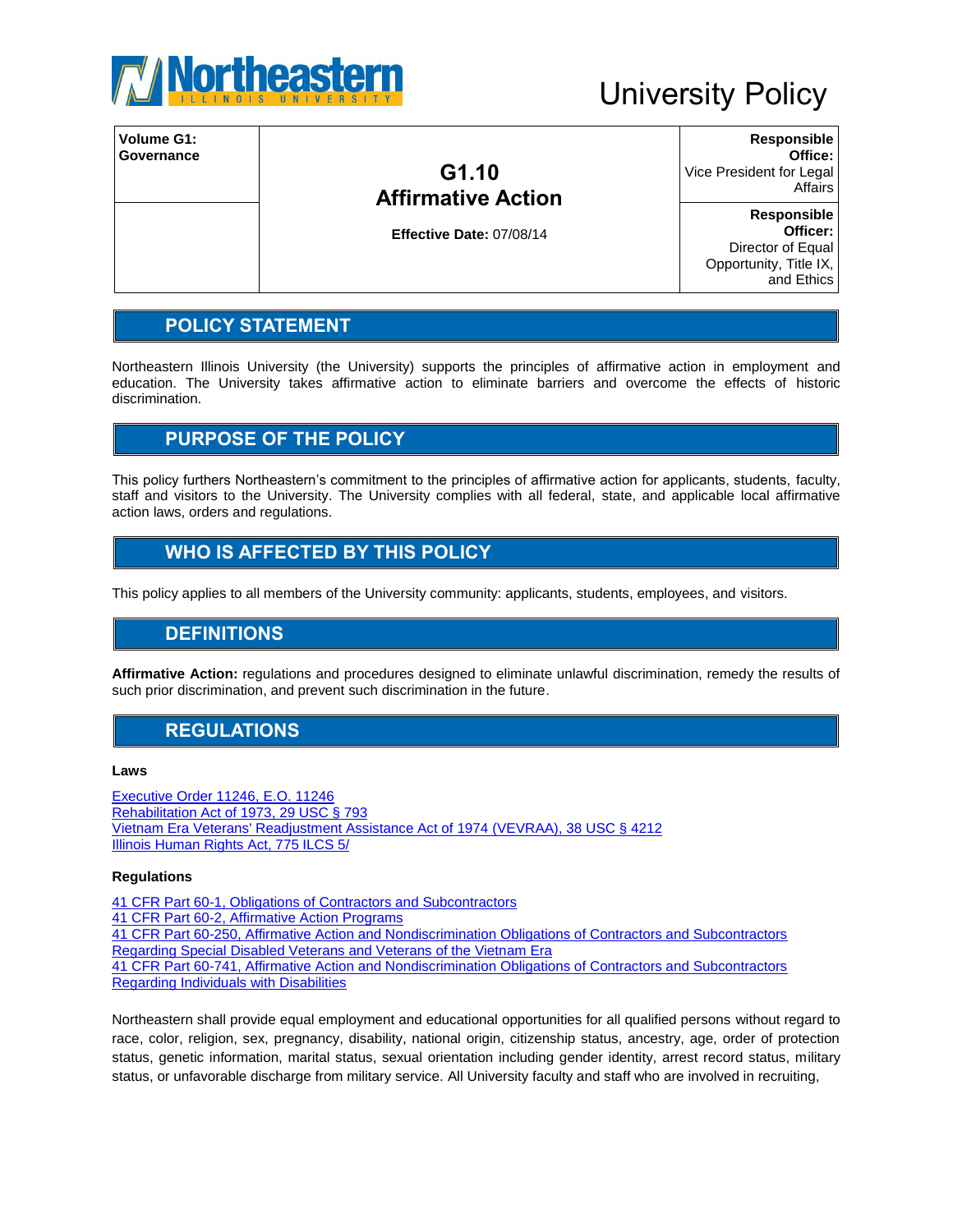Northeastern Illinois University

# University Policy

| Volume G1: Governance | G1.10 Affirmative Action | Responsible Office: Vice President for Legal Affairs |
|---|---|---|
| | **Effective Date:** 07/08/14 | **Responsible Officer:** Director of Equal Opportunity, Title IX, and Ethics |

## POLICY STATEMENT

Northeastern Illinois University (the University) supports the principles of affirmative action in employment and education. The University takes affirmative action to eliminate barriers and overcome the effects of historic discrimination.

## PURPOSE OF THE POLICY

This policy furthers Northeastern's commitment to the principles of affirmative action for applicants, students, faculty, staff and visitors to the University. The University complies with all federal, state, and applicable local affirmative action laws, orders and regulations.

## WHO IS AFFECTED BY THIS POLICY

This policy applies to all members of the University community: applicants, students, employees, and visitors.

## DEFINITIONS

**Affirmative Action:** regulations and procedures designed to eliminate unlawful discrimination, remedy the results of such prior discrimination, and prevent such discrimination in the future.

## REGULATIONS

### Laws

Executive Order 11246, E.O. 11246
Rehabilitation Act of 1973, 29 USC § 793
Vietnam Era Veterans' Readjustment Assistance Act of 1974 (VEVRAA), 38 USC § 4212
Illinois Human Rights Act, 775 ILCS 5/

### Regulations

41 CFR Part 60-1, Obligations of Contractors and Subcontractors
41 CFR Part 60-2, Affirmative Action Programs
41 CFR Part 60-250, Affirmative Action and Nondiscrimination Obligations of Contractors and Subcontractors Regarding Special Disabled Veterans and Veterans of the Vietnam Era
41 CFR Part 60-741, Affirmative Action and Nondiscrimination Obligations of Contractors and Subcontractors Regarding Individuals with Disabilities

Northeastern shall provide equal employment and educational opportunities for all qualified persons without regard to race, color, religion, sex, pregnancy, disability, national origin, citizenship status, ancestry, age, order of protection status, genetic information, marital status, sexual orientation including gender identity, arrest record status, military status, or unfavorable discharge from military service. All University faculty and staff who are involved in recruiting,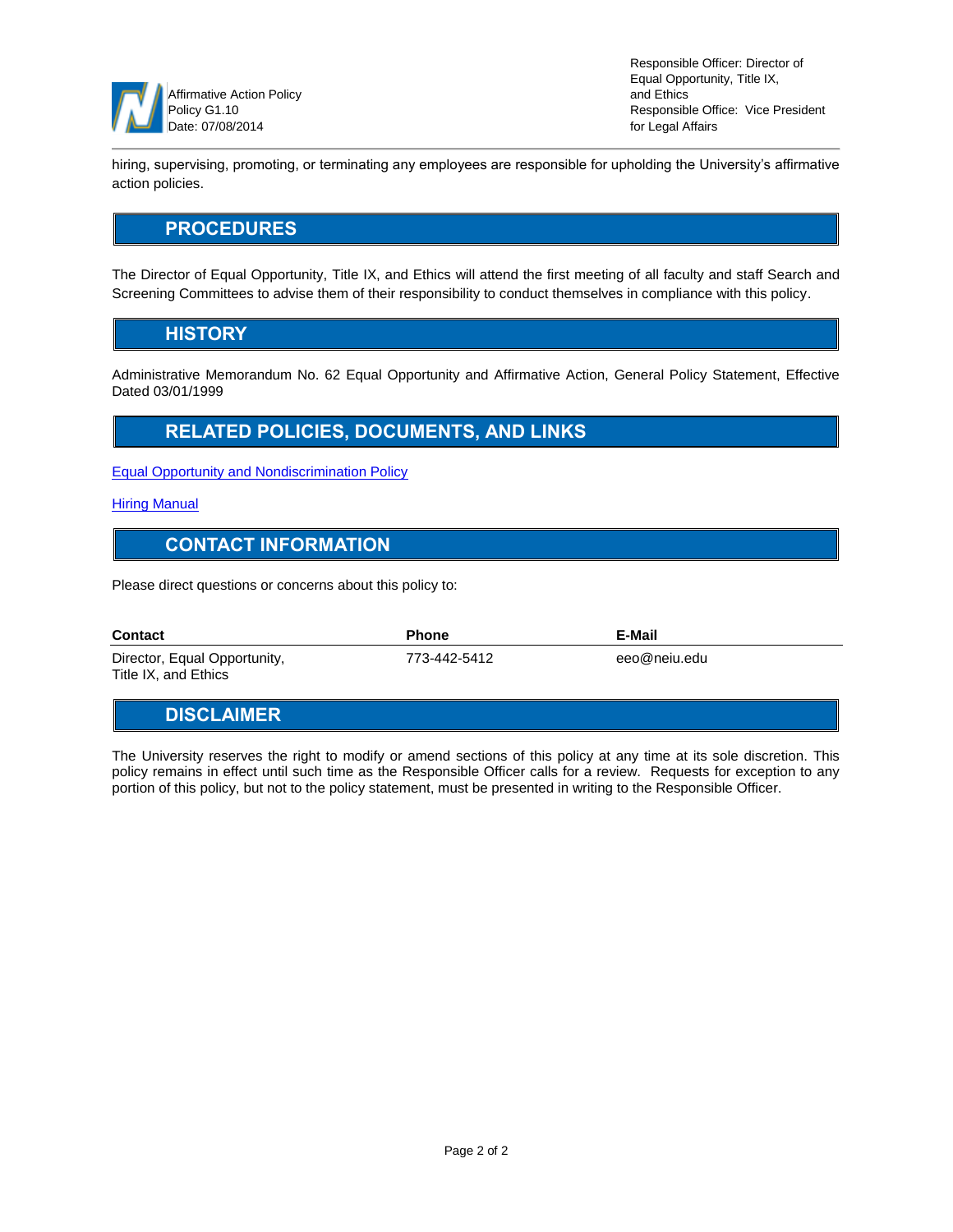hiring, supervising, promoting, or terminating any employees are responsible for upholding the University's affirmative action policies.

## PROCEDURES

The Director of Equal Opportunity, Title IX, and Ethics will attend the first meeting of all faculty and staff Search and Screening Committees to advise them of their responsibility to conduct themselves in compliance with this policy.

## HISTORY

Administrative Memorandum No. 62 Equal Opportunity and Affirmative Action, General Policy Statement, Effective Dated 03/01/1999

## RELATED POLICIES, DOCUMENTS, AND LINKS

Equal Opportunity and Nondiscrimination Policy

Hiring Manual

## CONTACT INFORMATION

Please direct questions or concerns about this policy to:

| Contact | Phone | E-Mail |
| --- | --- | --- |
| Director, Equal Opportunity, Title IX, and Ethics | 773-442-5412 | eeo@neiu.edu |

## DISCLAIMER

The University reserves the right to modify or amend sections of this policy at any time at its sole discretion. This policy remains in effect until such time as the Responsible Officer calls for a review. Requests for exception to any portion of this policy, but not to the policy statement, must be presented in writing to the Responsible Officer.